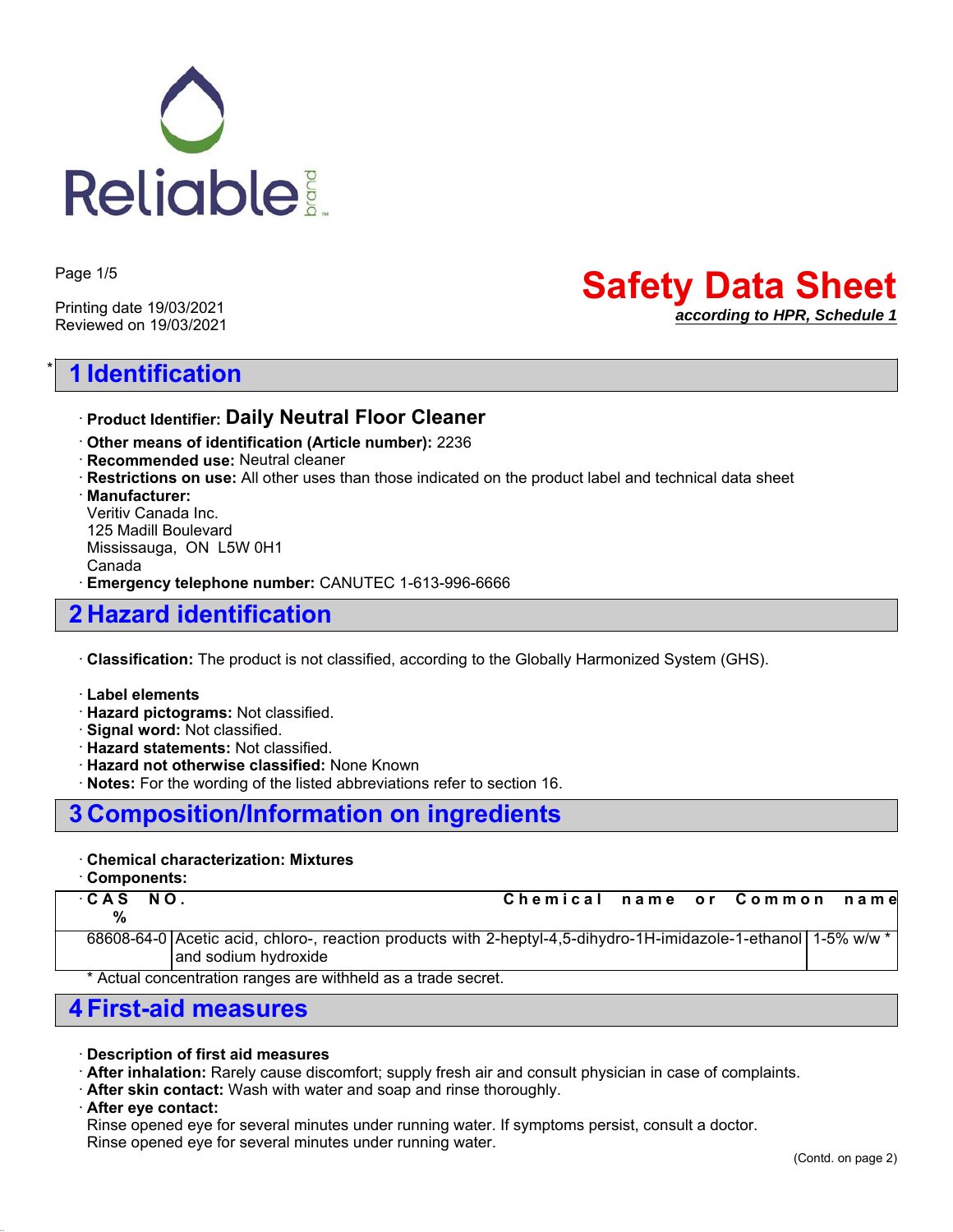Reliable brand

Printing date 19/03/2021
Reviewed on 19/03/2021

# Safety Data Sheet

***according to HPR, Schedule 1***

## * 1 Identification

· **Product Identifier: Daily Neutral Floor Cleaner**

· **Other means of identification (Article number):** 2236
· **Recommended use:** Neutral cleaner
· **Restrictions on use:** All other uses than those indicated on the product label and technical data sheet
· **Manufacturer:**
Veritiv Canada Inc.
125 Madill Boulevard
Mississauga, ON L5W 0H1
Canada
· **Emergency telephone number:** CANUTEC 1-613-996-6666

## 2 Hazard identification

· **Classification:** The product is not classified, according to the Globally Harmonized System (GHS).

· **Label elements**
· **Hazard pictograms:** Not classified.
· **Signal word:** Not classified.
· **Hazard statements:** Not classified.
· **Hazard not otherwise classified:** None Known
· **Notes:** For the wording of the listed abbreviations refer to section 16.

## 3 Composition/Information on ingredients

· **Chemical characterization: Mixtures**
· **Components:**

| CAS NO. | Chemical name or Common name | % |
|---|---|---|
| 68608-64-0 | Acetic acid, chloro-, reaction products with 2-heptyl-4,5-dihydro-1H-imidazole-1-ethanol and sodium hydroxide | 1-5% w/w * |

\* Actual concentration ranges are withheld as a trade secret.

## 4 First-aid measures

· **Description of first aid measures**
· **After inhalation:** Rarely cause discomfort; supply fresh air and consult physician in case of complaints.
· **After skin contact:** Wash with water and soap and rinse thoroughly.
· **After eye contact:**
Rinse opened eye for several minutes under running water. If symptoms persist, consult a doctor.
Rinse opened eye for several minutes under running water.

(Contd. on page 2)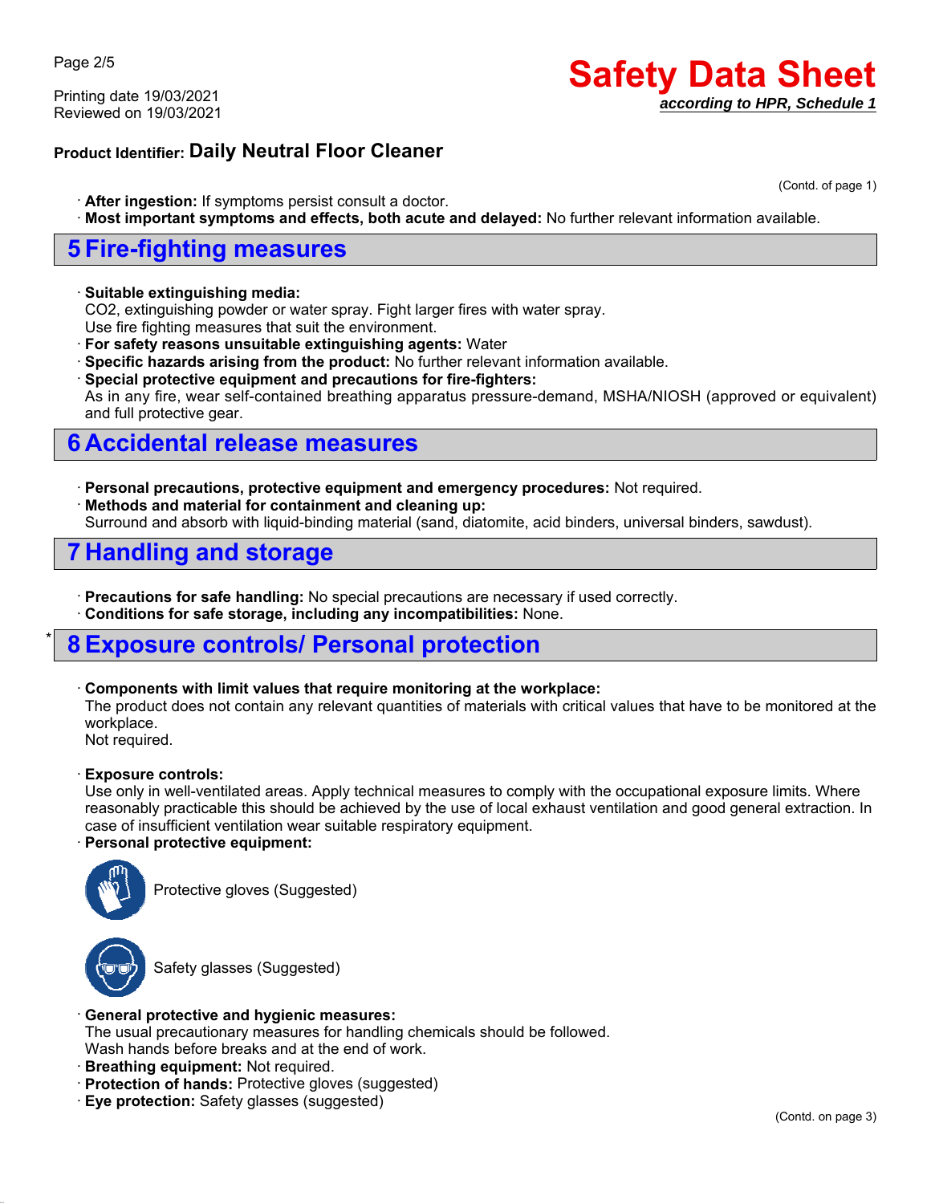**Product Identifier: Daily Neutral Floor Cleaner**

(Contd. of page 1)

· **After ingestion:** If symptoms persist consult a doctor.
· **Most important symptoms and effects, both acute and delayed:** No further relevant information available.

## 5 Fire-fighting measures

· **Suitable extinguishing media:**
CO2, extinguishing powder or water spray. Fight larger fires with water spray.
Use fire fighting measures that suit the environment.
· **For safety reasons unsuitable extinguishing agents:** Water
· **Specific hazards arising from the product:** No further relevant information available.
· **Special protective equipment and precautions for fire-fighters:**
As in any fire, wear self-contained breathing apparatus pressure-demand, MSHA/NIOSH (approved or equivalent) and full protective gear.

## 6 Accidental release measures

· **Personal precautions, protective equipment and emergency procedures:** Not required.
· **Methods and material for containment and cleaning up:**
Surround and absorb with liquid-binding material (sand, diatomite, acid binders, universal binders, sawdust).

## 7 Handling and storage

· **Precautions for safe handling:** No special precautions are necessary if used correctly.
· **Conditions for safe storage, including any incompatibilities:** None.

## * 8 Exposure controls/ Personal protection

· **Components with limit values that require monitoring at the workplace:**
The product does not contain any relevant quantities of materials with critical values that have to be monitored at the workplace.
Not required.

· **Exposure controls:**
Use only in well-ventilated areas. Apply technical measures to comply with the occupational exposure limits. Where reasonably practicable this should be achieved by the use of local exhaust ventilation and good general extraction. In case of insufficient ventilation wear suitable respiratory equipment.
· **Personal protective equipment:**

Protective gloves (Suggested)

Safety glasses (Suggested)

· **General protective and hygienic measures:**
The usual precautionary measures for handling chemicals should be followed.
Wash hands before breaks and at the end of work.
· **Breathing equipment:** Not required.
· **Protection of hands:** Protective gloves (suggested)
· **Eye protection:** Safety glasses (suggested)

(Contd. on page 3)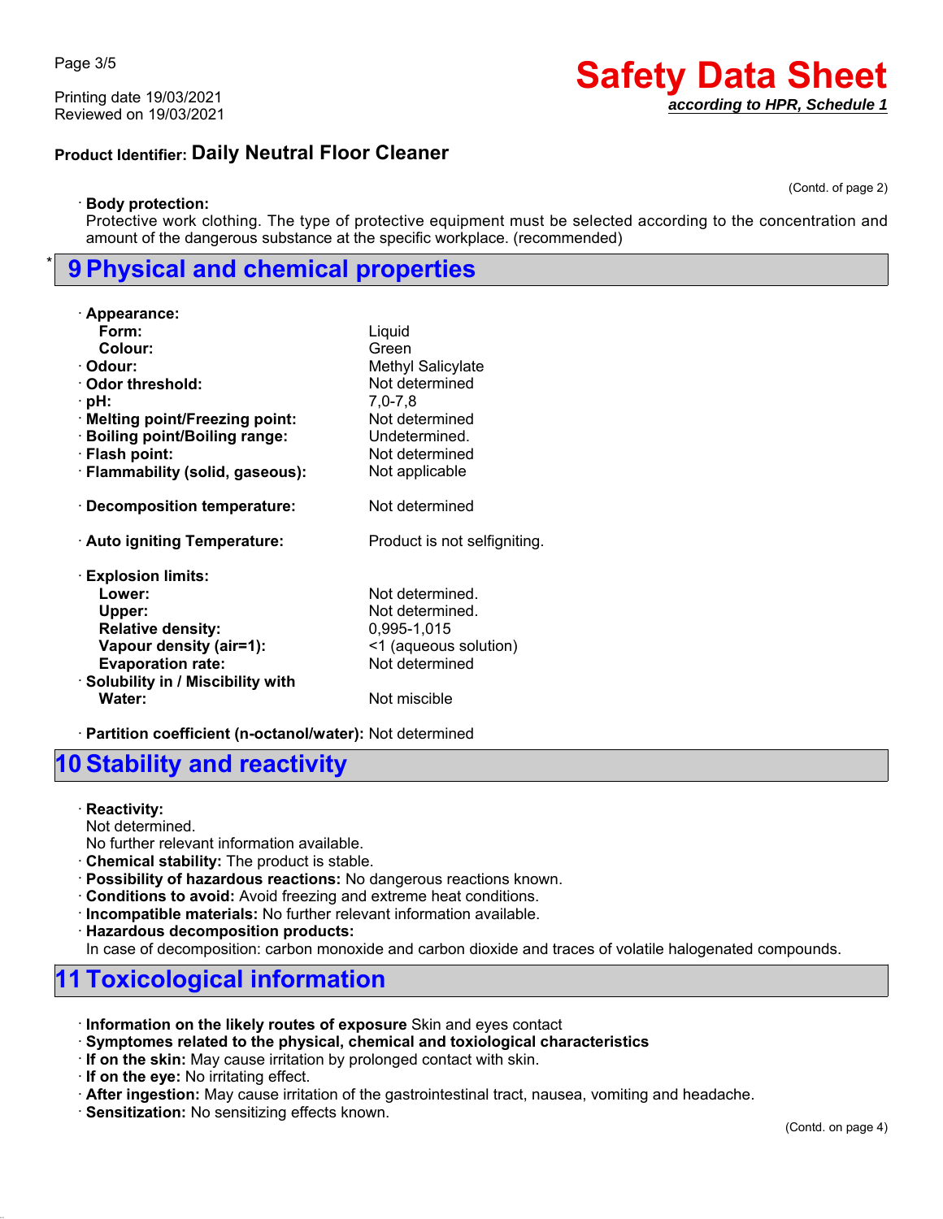**Product Identifier: Daily Neutral Floor Cleaner**

(Contd. of page 2)

· **Body protection:**
Protective work clothing. The type of protective equipment must be selected according to the concentration and amount of the dangerous substance at the specific workplace. (recommended)

## * 9 Physical and chemical properties

· **Appearance:**

| | |
|---|---|
| **Form:** | Liquid |
| **Colour:** | Green |
| · **Odour:** | Methyl Salicylate |
| · **Odor threshold:** | Not determined |
| · **pH:** | 7,0-7,8 |
| · **Melting point/Freezing point:** | Not determined |
| · **Boiling point/Boiling range:** | Undetermined. |
| · **Flash point:** | Not determined |
| · **Flammability (solid, gaseous):** | Not applicable |
| · **Decomposition temperature:** | Not determined |
| · **Auto igniting Temperature:** | Product is not selfigniting. |
| · **Explosion limits:** | |
| **Lower:** | Not determined. |
| **Upper:** | Not determined. |
| **Relative density:** | 0,995-1,015 |
| **Vapour density (air=1):** | <1 (aqueous solution) |
| **Evaporation rate:** | Not determined |
| · **Solubility in / Miscibility with** | |
| **Water:** | Not miscible |
| · **Partition coefficient (n-octanol/water):** | Not determined |

## 10 Stability and reactivity

· **Reactivity:**
Not determined.
No further relevant information available.
· **Chemical stability:** The product is stable.
· **Possibility of hazardous reactions:** No dangerous reactions known.
· **Conditions to avoid:** Avoid freezing and extreme heat conditions.
· **Incompatible materials:** No further relevant information available.
· **Hazardous decomposition products:**
In case of decomposition: carbon monoxide and carbon dioxide and traces of volatile halogenated compounds.

## 11 Toxicological information

· **Information on the likely routes of exposure** Skin and eyes contact
· **Symptomes related to the physical, chemical and toxiological characteristics**
· **If on the skin:** May cause irritation by prolonged contact with skin.
· **If on the eye:** No irritating effect.
· **After ingestion:** May cause irritation of the gastrointestinal tract, nausea, vomiting and headache.
· **Sensitization:** No sensitizing effects known.

(Contd. on page 4)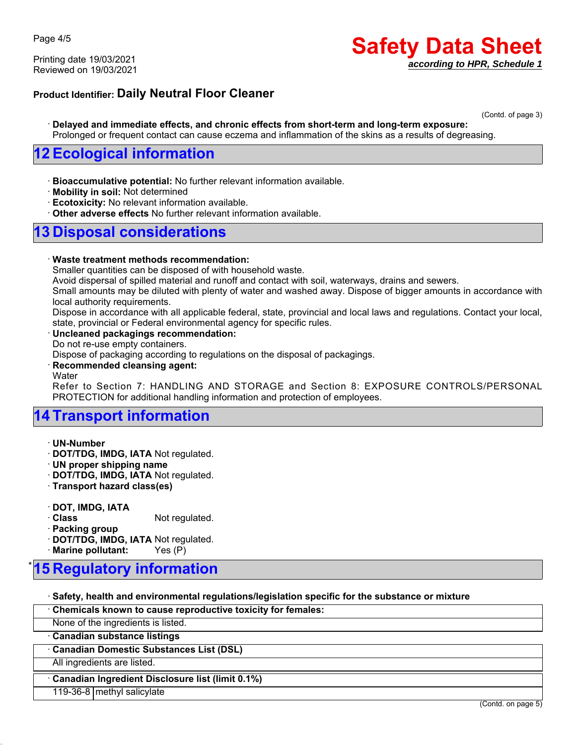**Product Identifier: Daily Neutral Floor Cleaner**

(Contd. of page 3)

· **Delayed and immediate effects, and chronic effects from short-term and long-term exposure:**
Prolonged or frequent contact can cause eczema and inflammation of the skins as a results of degreasing.

## 12 Ecological information

· **Bioaccumulative potential:** No further relevant information available.
· **Mobility in soil:** Not determined
· **Ecotoxicity:** No relevant information available.
· **Other adverse effects** No further relevant information available.

## 13 Disposal considerations

· **Waste treatment methods recommendation:**
Smaller quantities can be disposed of with household waste.
Avoid dispersal of spilled material and runoff and contact with soil, waterways, drains and sewers.
Small amounts may be diluted with plenty of water and washed away. Dispose of bigger amounts in accordance with local authority requirements.
Dispose in accordance with all applicable federal, state, provincial and local laws and regulations. Contact your local, state, provincial or Federal environmental agency for specific rules.
· **Uncleaned packagings recommendation:**
Do not re-use empty containers.
Dispose of packaging according to regulations on the disposal of packagings.
· **Recommended cleansing agent:**
Water
Refer to Section 7: HANDLING AND STORAGE and Section 8: EXPOSURE CONTROLS/PERSONAL PROTECTION for additional handling information and protection of employees.

## 14 Transport information

· **UN-Number**
· **DOT/TDG, IMDG, IATA** Not regulated.
· **UN proper shipping name**
· **DOT/TDG, IMDG, IATA** Not regulated.
· **Transport hazard class(es)**

· **DOT, IMDG, IATA**
· **Class** Not regulated.
· **Packing group**
· **DOT/TDG, IMDG, IATA** Not regulated.
· **Marine pollutant:** Yes (P)

## * 15 Regulatory information

· **Safety, health and environmental regulations/legislation specific for the substance or mixture**

| · **Chemicals known to cause reproductive toxicity for females:** |
| --- |
| None of the ingredients is listed. |

· **Canadian substance listings**

| · **Canadian Domestic Substances List (DSL)** |
| --- |
| All ingredients are listed. |

| · **Canadian Ingredient Disclosure list (limit 0.1%)** | |
| --- | --- |
| 119-36-8 | methyl salicylate |

(Contd. on page 5)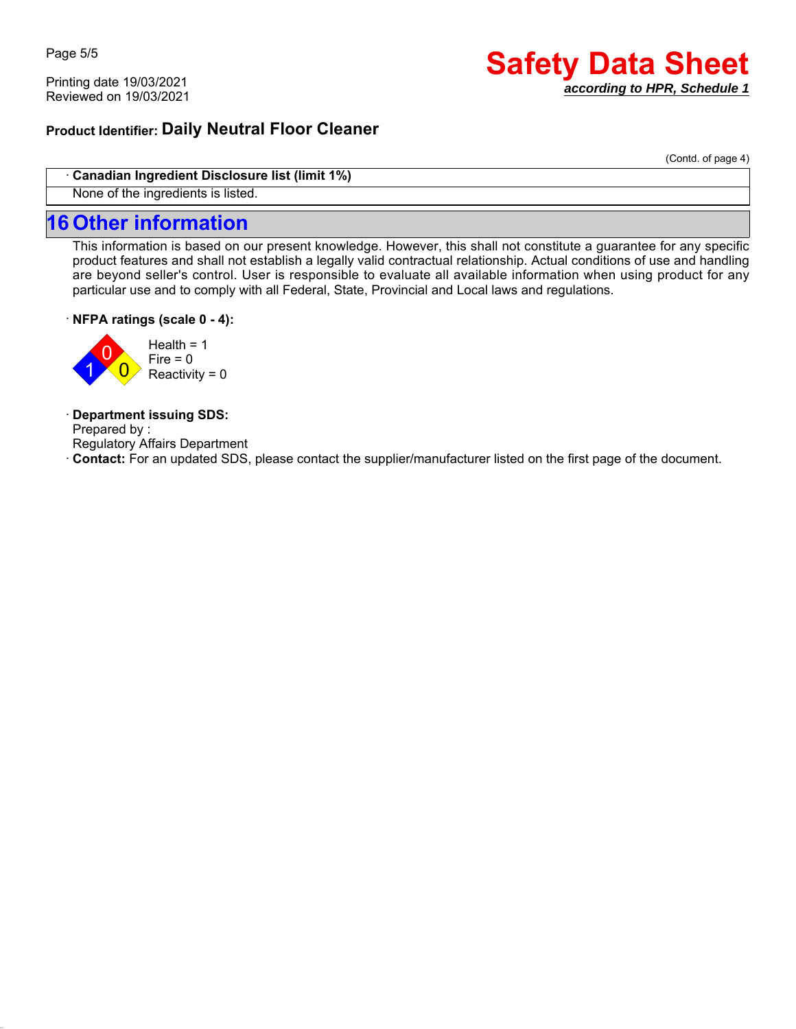**Product Identifier: Daily Neutral Floor Cleaner**

(Contd. of page 4)

· **Canadian Ingredient Disclosure list (limit 1%)**

None of the ingredients is listed.

## 16 Other information

This information is based on our present knowledge. However, this shall not constitute a guarantee for any specific product features and shall not establish a legally valid contractual relationship. Actual conditions of use and handling are beyond seller's control. User is responsible to evaluate all available information when using product for any particular use and to comply with all Federal, State, Provincial and Local laws and regulations.

· **NFPA ratings (scale 0 - 4):**

0
1 0

Health = 1
Fire = 0
Reactivity = 0

· **Department issuing SDS:**
Prepared by :
Regulatory Affairs Department

· **Contact:** For an updated SDS, please contact the supplier/manufacturer listed on the first page of the document.